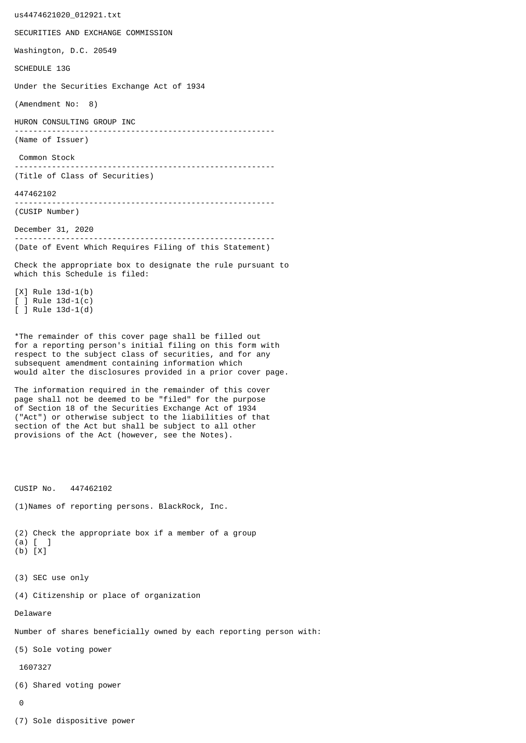us4474621020_012921.txt

SECURITIES AND EXCHANGE COMMISSION

Washington, D.C. 20549

SCHEDULE 13G

Under the Securities Exchange Act of 1934

(Amendment No: 8)

HURON CONSULTING GROUP INC

---

(Name of Issuer)

Common Stock

---

(Title of Class of Securities)

447462102

---

(CUSIP Number)

December 31, 2020

---

(Date of Event Which Requires Filing of this Statement)

Check the appropriate box to designate the rule pursuant to which this Schedule is filed:

[X] Rule 13d-1(b)
[ ] Rule 13d-1(c)
[ ] Rule 13d-1(d)

*The remainder of this cover page shall be filled out for a reporting person's initial filing on this form with respect to the subject class of securities, and for any subsequent amendment containing information which would alter the disclosures provided in a prior cover page.

The information required in the remainder of this cover page shall not be deemed to be "filed" for the purpose of Section 18 of the Securities Exchange Act of 1934 ("Act") or otherwise subject to the liabilities of that section of the Act but shall be subject to all other provisions of the Act (however, see the Notes).

CUSIP No. 447462102

(1)Names of reporting persons. BlackRock, Inc.

(2) Check the appropriate box if a member of a group
(a) [ ]
(b) [X]

(3) SEC use only

(4) Citizenship or place of organization

Delaware

Number of shares beneficially owned by each reporting person with:

(5) Sole voting power

1607327

(6) Shared voting power

0

(7) Sole dispositive power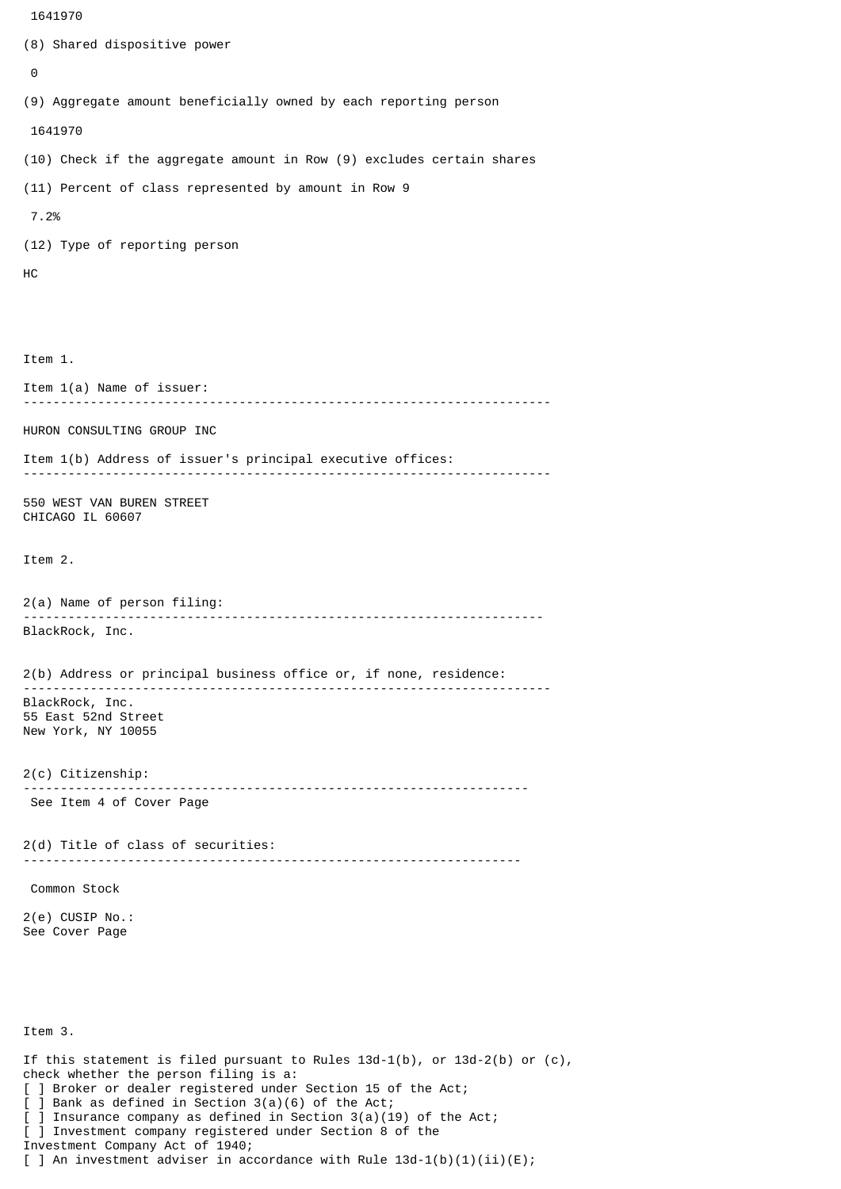1641970

(8) Shared dispositive power

0

(9) Aggregate amount beneficially owned by each reporting person

1641970

(10) Check if the aggregate amount in Row (9) excludes certain shares

(11) Percent of class represented by amount in Row 9

7.2%

(12) Type of reporting person

HC

Item 1.

Item 1(a) Name of issuer:

---

HURON CONSULTING GROUP INC

Item 1(b) Address of issuer's principal executive offices:

---

550 WEST VAN BUREN STREET
CHICAGO IL 60607

Item 2.

2(a) Name of person filing:

---

BlackRock, Inc.

2(b) Address or principal business office or, if none, residence:

---

BlackRock, Inc.
55 East 52nd Street
New York, NY 10055

2(c) Citizenship:

---

See Item 4 of Cover Page

2(d) Title of class of securities:

---

Common Stock

2(e) CUSIP No.:
See Cover Page

Item 3.

If this statement is filed pursuant to Rules 13d-1(b), or 13d-2(b) or (c), check whether the person filing is a:
[ ] Broker or dealer registered under Section 15 of the Act;
[ ] Bank as defined in Section 3(a)(6) of the Act;
[ ] Insurance company as defined in Section 3(a)(19) of the Act;
[ ] Investment company registered under Section 8 of the Investment Company Act of 1940;
[ ] An investment adviser in accordance with Rule 13d-1(b)(1)(ii)(E);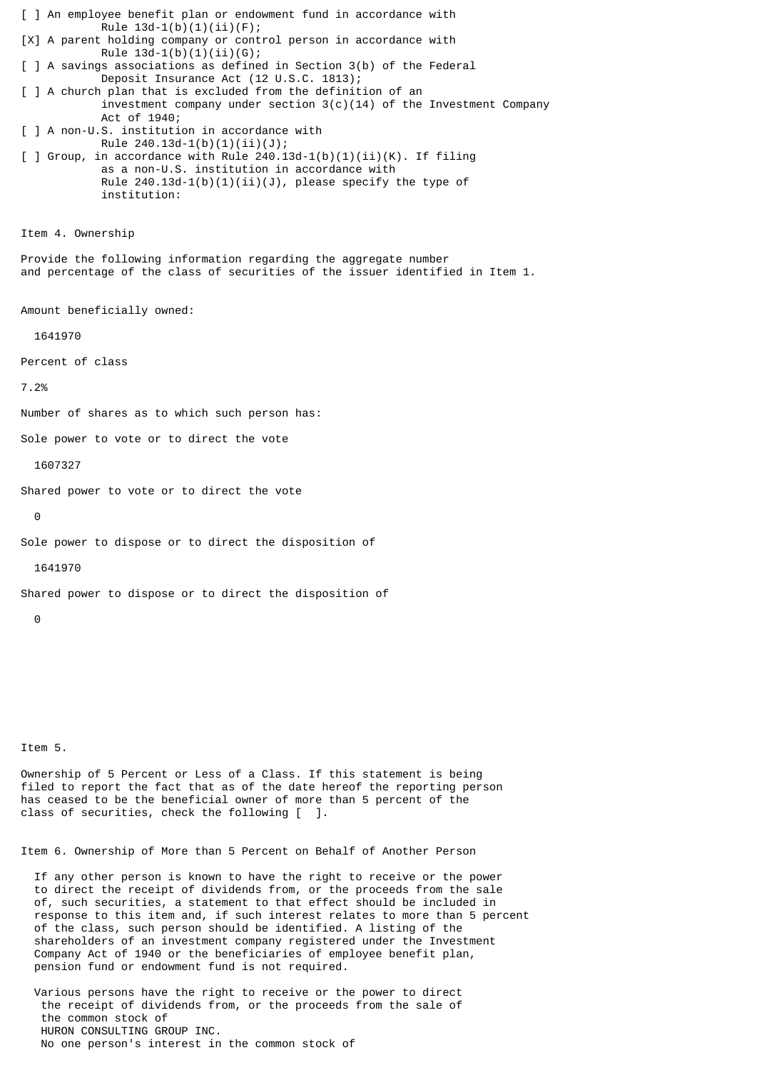[ ] An employee benefit plan or endowment fund in accordance with Rule 13d-1(b)(1)(ii)(F);

[X] A parent holding company or control person in accordance with Rule 13d-1(b)(1)(ii)(G);

[ ] A savings associations as defined in Section 3(b) of the Federal Deposit Insurance Act (12 U.S.C. 1813);

[ ] A church plan that is excluded from the definition of an investment company under section 3(c)(14) of the Investment Company Act of 1940;

[ ] A non-U.S. institution in accordance with Rule 240.13d-1(b)(1)(ii)(J);

[ ] Group, in accordance with Rule 240.13d-1(b)(1)(ii)(K). If filing as a non-U.S. institution in accordance with Rule 240.13d-1(b)(1)(ii)(J), please specify the type of institution:

Item 4. Ownership

Provide the following information regarding the aggregate number and percentage of the class of securities of the issuer identified in Item 1.

Amount beneficially owned:

1641970

Percent of class

7.2%

Number of shares as to which such person has:

Sole power to vote or to direct the vote

1607327

Shared power to vote or to direct the vote

0

Sole power to dispose or to direct the disposition of

1641970

Shared power to dispose or to direct the disposition of

0

Item 5.

Ownership of 5 Percent or Less of a Class. If this statement is being filed to report the fact that as of the date hereof the reporting person has ceased to be the beneficial owner of more than 5 percent of the class of securities, check the following [ ].

Item 6. Ownership of More than 5 Percent on Behalf of Another Person

If any other person is known to have the right to receive or the power to direct the receipt of dividends from, or the proceeds from the sale of, such securities, a statement to that effect should be included in response to this item and, if such interest relates to more than 5 percent of the class, such person should be identified. A listing of the shareholders of an investment company registered under the Investment Company Act of 1940 or the beneficiaries of employee benefit plan, pension fund or endowment fund is not required.

Various persons have the right to receive or the power to direct the receipt of dividends from, or the proceeds from the sale of the common stock of HURON CONSULTING GROUP INC. No one person's interest in the common stock of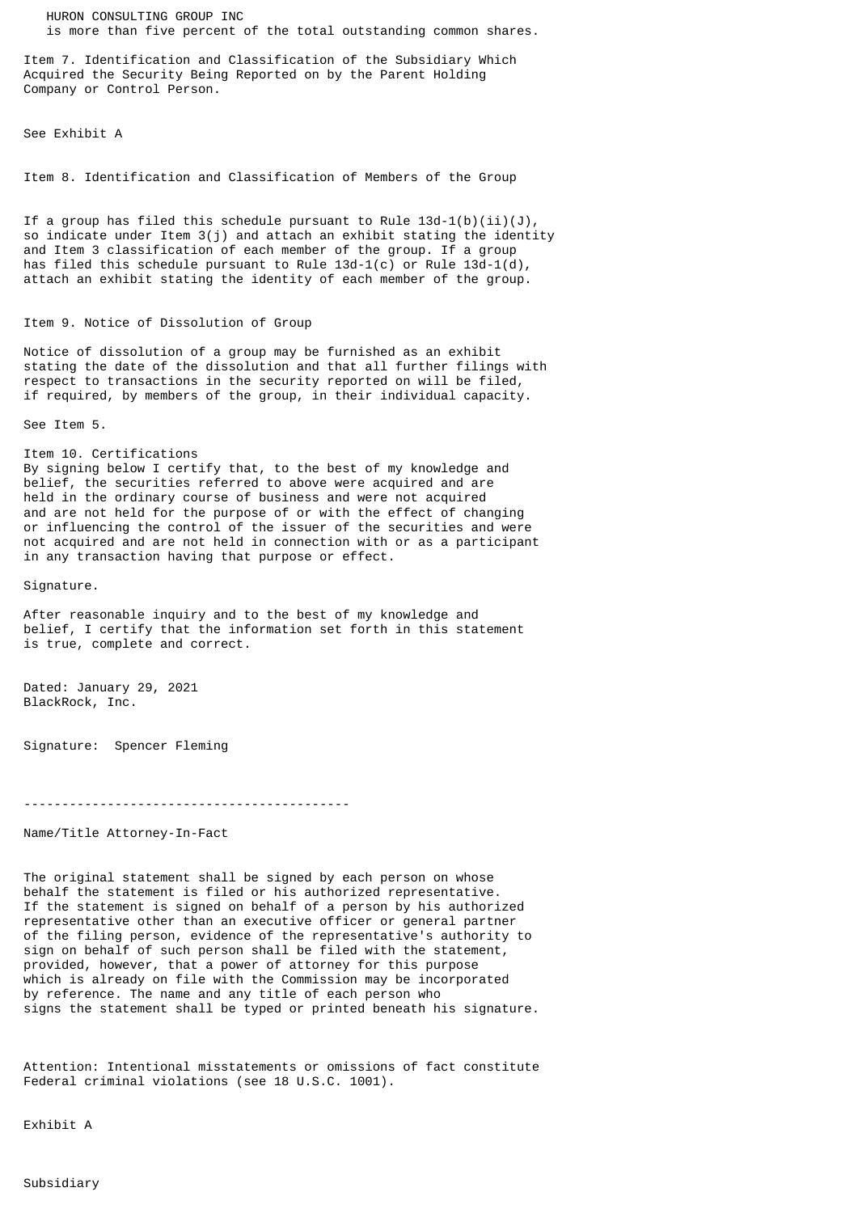HURON CONSULTING GROUP INC
is more than five percent of the total outstanding common shares.

Item 7. Identification and Classification of the Subsidiary Which Acquired the Security Being Reported on by the Parent Holding Company or Control Person.

See Exhibit A

Item 8. Identification and Classification of Members of the Group

If a group has filed this schedule pursuant to Rule 13d-1(b)(ii)(J), so indicate under Item 3(j) and attach an exhibit stating the identity and Item 3 classification of each member of the group. If a group has filed this schedule pursuant to Rule 13d-1(c) or Rule 13d-1(d), attach an exhibit stating the identity of each member of the group.

Item 9. Notice of Dissolution of Group

Notice of dissolution of a group may be furnished as an exhibit stating the date of the dissolution and that all further filings with respect to transactions in the security reported on will be filed, if required, by members of the group, in their individual capacity.

See Item 5.

Item 10. Certifications
By signing below I certify that, to the best of my knowledge and belief, the securities referred to above were acquired and are held in the ordinary course of business and were not acquired and are not held for the purpose of or with the effect of changing or influencing the control of the issuer of the securities and were not acquired and are not held in connection with or as a participant in any transaction having that purpose or effect.

Signature.

After reasonable inquiry and to the best of my knowledge and belief, I certify that the information set forth in this statement is true, complete and correct.

Dated: January 29, 2021
BlackRock, Inc.

Signature: Spencer Fleming

-------------------------------------------

Name/Title Attorney-In-Fact

The original statement shall be signed by each person on whose behalf the statement is filed or his authorized representative. If the statement is signed on behalf of a person by his authorized representative other than an executive officer or general partner of the filing person, evidence of the representative's authority to sign on behalf of such person shall be filed with the statement, provided, however, that a power of attorney for this purpose which is already on file with the Commission may be incorporated by reference. The name and any title of each person who signs the statement shall be typed or printed beneath his signature.

Attention: Intentional misstatements or omissions of fact constitute Federal criminal violations (see 18 U.S.C. 1001).

Exhibit A

Subsidiary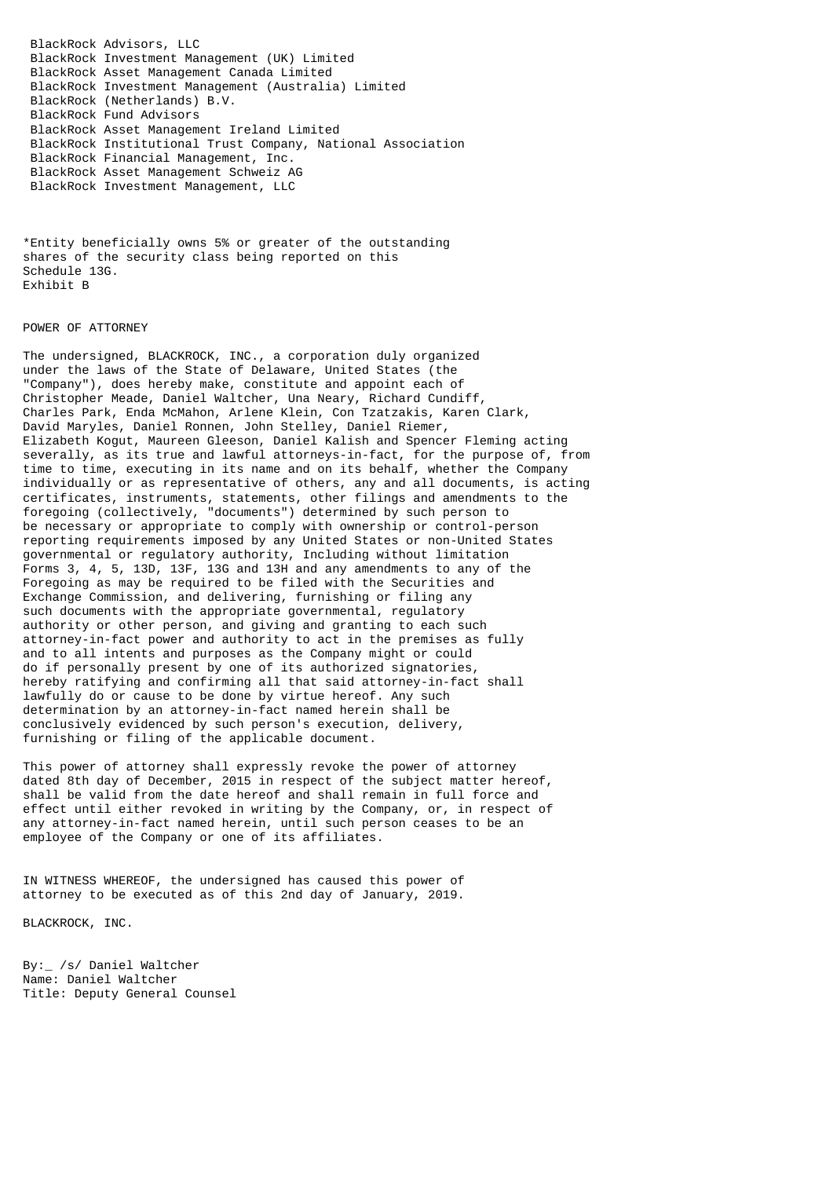BlackRock Advisors, LLC
BlackRock Investment Management (UK) Limited
BlackRock Asset Management Canada Limited
BlackRock Investment Management (Australia) Limited
BlackRock (Netherlands) B.V.
BlackRock Fund Advisors
BlackRock Asset Management Ireland Limited
BlackRock Institutional Trust Company, National Association
BlackRock Financial Management, Inc.
BlackRock Asset Management Schweiz AG
BlackRock Investment Management, LLC

*Entity beneficially owns 5% or greater of the outstanding shares of the security class being reported on this Schedule 13G.

Exhibit B

POWER OF ATTORNEY

The undersigned, BLACKROCK, INC., a corporation duly organized under the laws of the State of Delaware, United States (the "Company"), does hereby make, constitute and appoint each of Christopher Meade, Daniel Waltcher, Una Neary, Richard Cundiff, Charles Park, Enda McMahon, Arlene Klein, Con Tzatzakis, Karen Clark, David Maryles, Daniel Ronnen, John Stelley, Daniel Riemer, Elizabeth Kogut, Maureen Gleeson, Daniel Kalish and Spencer Fleming acting severally, as its true and lawful attorneys-in-fact, for the purpose of, from time to time, executing in its name and on its behalf, whether the Company individually or as representative of others, any and all documents, is acting certificates, instruments, statements, other filings and amendments to the foregoing (collectively, "documents") determined by such person to be necessary or appropriate to comply with ownership or control-person reporting requirements imposed by any United States or non-United States governmental or regulatory authority, Including without limitation Forms 3, 4, 5, 13D, 13F, 13G and 13H and any amendments to any of the Foregoing as may be required to be filed with the Securities and Exchange Commission, and delivering, furnishing or filing any such documents with the appropriate governmental, regulatory authority or other person, and giving and granting to each such attorney-in-fact power and authority to act in the premises as fully and to all intents and purposes as the Company might or could do if personally present by one of its authorized signatories, hereby ratifying and confirming all that said attorney-in-fact shall lawfully do or cause to be done by virtue hereof. Any such determination by an attorney-in-fact named herein shall be conclusively evidenced by such person's execution, delivery, furnishing or filing of the applicable document.

This power of attorney shall expressly revoke the power of attorney dated 8th day of December, 2015 in respect of the subject matter hereof, shall be valid from the date hereof and shall remain in full force and effect until either revoked in writing by the Company, or, in respect of any attorney-in-fact named herein, until such person ceases to be an employee of the Company or one of its affiliates.

IN WITNESS WHEREOF, the undersigned has caused this power of attorney to be executed as of this 2nd day of January, 2019.

BLACKROCK, INC.

By:_ /s/ Daniel Waltcher
Name: Daniel Waltcher
Title: Deputy General Counsel